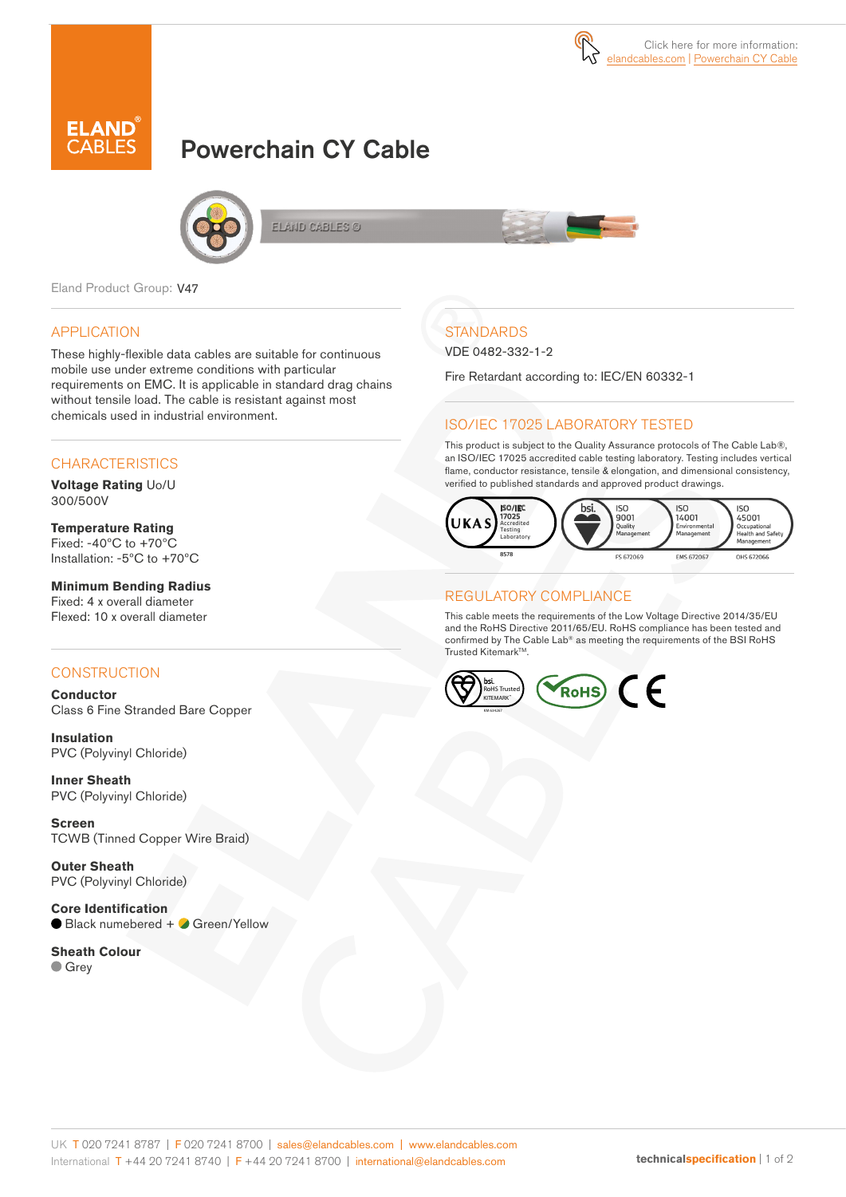Click here for more information: elandcables.com | Powerchain CY Cable

# Powerchain CY Cable

Eland Product Group: V47

## APPLICATION

These highly-flexible data cables are suitable for continuous mobile use under extreme conditions with particular requirements on EMC. It is applicable in standard drag chains without tensile load. The cable is resistant against most chemicals used in industrial environment.

## CHARACTERISTICS

**Voltage Rating** Uo/U
300/500V

**Temperature Rating**
Fixed: -40°C to +70°C
Installation: -5°C to +70°C

**Minimum Bending Radius**
Fixed: 4 x overall diameter
Flexed: 10 x overall diameter

## CONSTRUCTION

**Conductor**
Class 6 Fine Stranded Bare Copper

**Insulation**
PVC (Polyvinyl Chloride)

**Inner Sheath**
PVC (Polyvinyl Chloride)

**Screen**
TCWB (Tinned Copper Wire Braid)

**Outer Sheath**
PVC (Polyvinyl Chloride)

**Core Identification**
Black numbered + Green/Yellow

**Sheath Colour**
Grey

## STANDARDS

VDE 0482-332-1-2

Fire Retardant according to: IEC/EN 60332-1

## ISO/IEC 17025 LABORATORY TESTED

This product is subject to the Quality Assurance protocols of The Cable Lab®, an ISO/IEC 17025 accredited cable testing laboratory. Testing includes vertical flame, conductor resistance, tensile & elongation, and dimensional consistency, verified to published standards and approved product drawings.

UKAS ISO/IEC 17025 Accredited Testing Laboratory 8578 | bsi. ISO 9001 Quality Management FS 672069 | ISO 14001 Environmental Management EMS 672067 | ISO 45001 Occupational Health and Safety Management OHS 672066

## REGULATORY COMPLIANCE

This cable meets the requirements of the Low Voltage Directive 2014/35/EU and the RoHS Directive 2011/65/EU. RoHS compliance has been tested and confirmed by The Cable Lab® as meeting the requirements of the BSI RoHS Trusted Kitemark™.

bsi. RoHS Trusted KITEMARK™ | RoHS | CE

UK T 020 7241 8787 | F 020 7241 8700 | sales@elandcables.com | www.elandcables.com
International T +44 20 7241 8740 | F +44 20 7241 8700 | international@elandcables.com

technicalspecification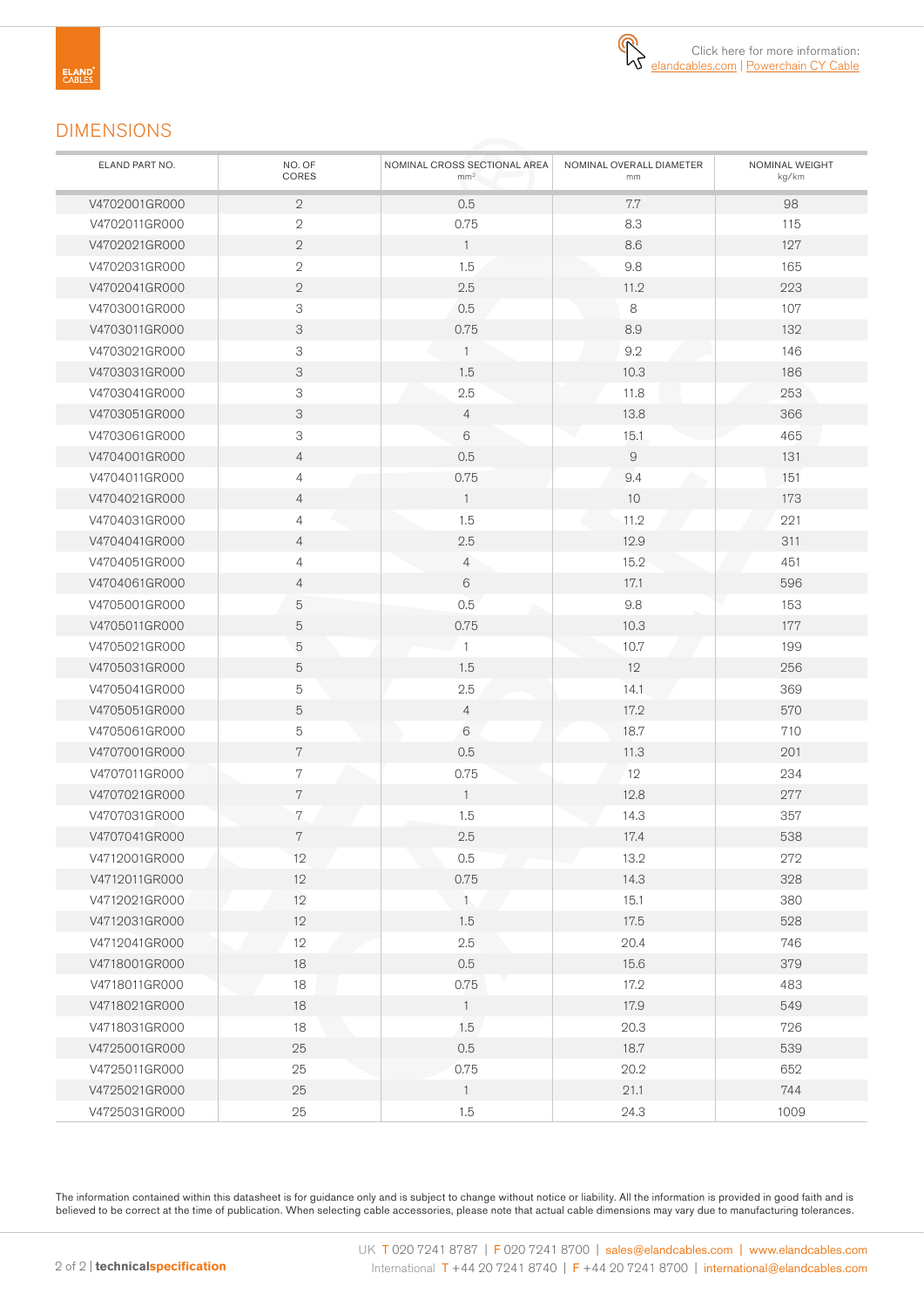Click here for more information: elandcables.com | Powerchain CY Cable

## DIMENSIONS

| ELAND PART NO. | NO. OF CORES | NOMINAL CROSS SECTIONAL AREA $mm^2$ | NOMINAL OVERALL DIAMETER mm | NOMINAL WEIGHT kg/km |
|---|---|---|---|---|
| V4702001GR000 | 2 | 0.5 | 7.7 | 98 |
| V4702011GR000 | 2 | 0.75 | 8.3 | 115 |
| V4702021GR000 | 2 | 1 | 8.6 | 127 |
| V4702031GR000 | 2 | 1.5 | 9.8 | 165 |
| V4702041GR000 | 2 | 2.5 | 11.2 | 223 |
| V4703001GR000 | 3 | 0.5 | 8 | 107 |
| V4703011GR000 | 3 | 0.75 | 8.9 | 132 |
| V4703021GR000 | 3 | 1 | 9.2 | 146 |
| V4703031GR000 | 3 | 1.5 | 10.3 | 186 |
| V4703041GR000 | 3 | 2.5 | 11.8 | 253 |
| V4703051GR000 | 3 | 4 | 13.8 | 366 |
| V4703061GR000 | 3 | 6 | 15.1 | 465 |
| V4704001GR000 | 4 | 0.5 | 9 | 131 |
| V4704011GR000 | 4 | 0.75 | 9.4 | 151 |
| V4704021GR000 | 4 | 1 | 10 | 173 |
| V4704031GR000 | 4 | 1.5 | 11.2 | 221 |
| V4704041GR000 | 4 | 2.5 | 12.9 | 311 |
| V4704051GR000 | 4 | 4 | 15.2 | 451 |
| V4704061GR000 | 4 | 6 | 17.1 | 596 |
| V4705001GR000 | 5 | 0.5 | 9.8 | 153 |
| V4705011GR000 | 5 | 0.75 | 10.3 | 177 |
| V4705021GR000 | 5 | 1 | 10.7 | 199 |
| V4705031GR000 | 5 | 1.5 | 12 | 256 |
| V4705041GR000 | 5 | 2.5 | 14.1 | 369 |
| V4705051GR000 | 5 | 4 | 17.2 | 570 |
| V4705061GR000 | 5 | 6 | 18.7 | 710 |
| V4707001GR000 | 7 | 0.5 | 11.3 | 201 |
| V4707011GR000 | 7 | 0.75 | 12 | 234 |
| V4707021GR000 | 7 | 1 | 12.8 | 277 |
| V4707031GR000 | 7 | 1.5 | 14.3 | 357 |
| V4707041GR000 | 7 | 2.5 | 17.4 | 538 |
| V4712001GR000 | 12 | 0.5 | 13.2 | 272 |
| V4712011GR000 | 12 | 0.75 | 14.3 | 328 |
| V4712021GR000 | 12 | 1 | 15.1 | 380 |
| V4712031GR000 | 12 | 1.5 | 17.5 | 528 |
| V4712041GR000 | 12 | 2.5 | 20.4 | 746 |
| V4718001GR000 | 18 | 0.5 | 15.6 | 379 |
| V4718011GR000 | 18 | 0.75 | 17.2 | 483 |
| V4718021GR000 | 18 | 1 | 17.9 | 549 |
| V4718031GR000 | 18 | 1.5 | 20.3 | 726 |
| V4725001GR000 | 25 | 0.5 | 18.7 | 539 |
| V4725011GR000 | 25 | 0.75 | 20.2 | 652 |
| V4725021GR000 | 25 | 1 | 21.1 | 744 |
| V4725031GR000 | 25 | 1.5 | 24.3 | 1009 |

The information contained within this datasheet is for guidance only and is subject to change without notice or liability. All the information is provided in good faith and is believed to be correct at the time of publication. When selecting cable accessories, please note that actual cable dimensions may vary due to manufacturing tolerances.

UK T 020 7241 8787 | F 020 7241 8700 | sales@elandcables.com | www.elandcables.com
International T +44 20 7241 8740 | F +44 20 7241 8700 | international@elandcables.com